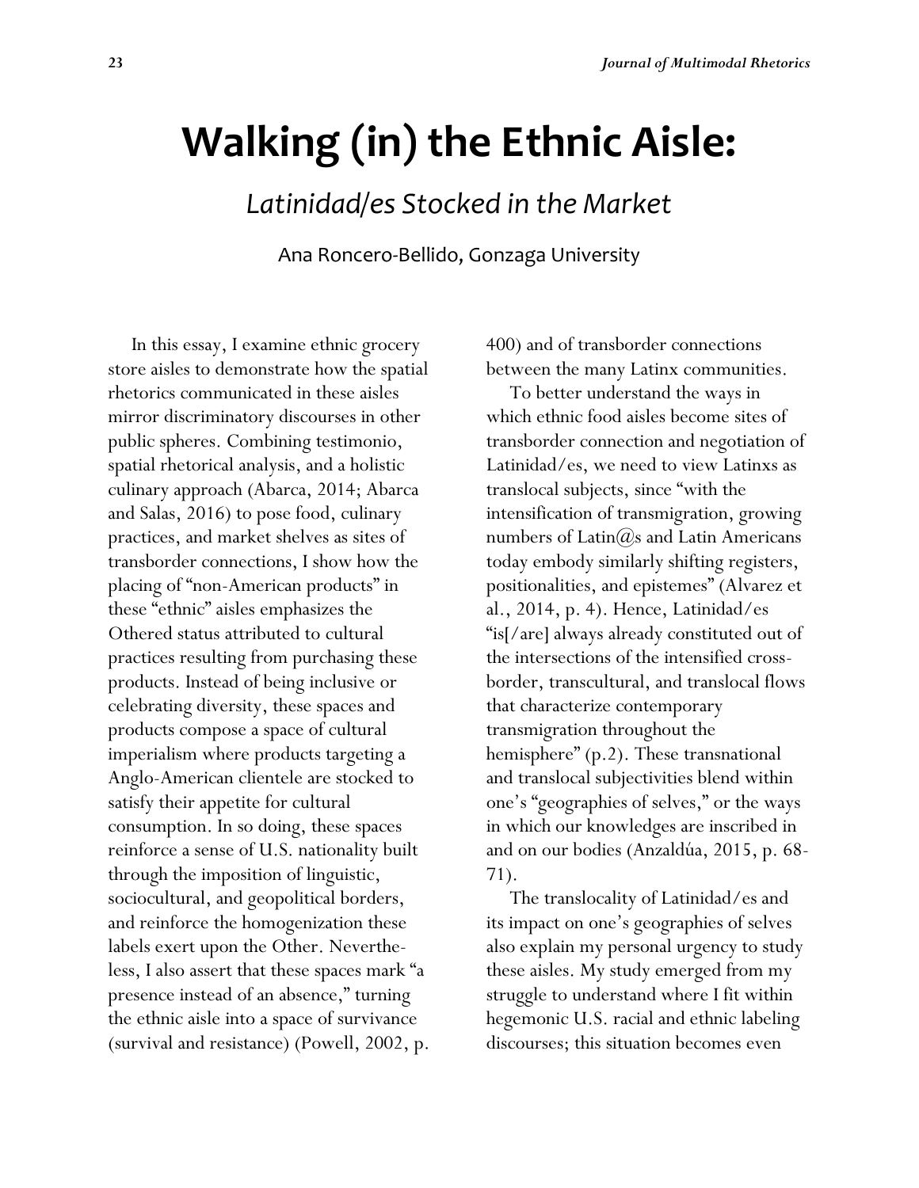# Walking (in) the Ethnic Aisle:

## *Latinidad/es Stocked in the Market*

Ana Roncero-Bellido, Gonzaga University

In this essay, I examine ethnic grocery store aisles to demonstrate how the spatial rhetorics communicated in these aisles mirror discriminatory discourses in other public spheres. Combining testimonio, spatial rhetorical analysis, and a holistic culinary approach (Abarca, 2014; Abarca and Salas, 2016) to pose food, culinary practices, and market shelves as sites of transborder connections, I show how the placing of "non-American products" in these "ethnic" aisles emphasizes the Othered status attributed to cultural practices resulting from purchasing these products. Instead of being inclusive or celebrating diversity, these spaces and products compose a space of cultural imperialism where products targeting a Anglo-American clientele are stocked to satisfy their appetite for cultural consumption. In so doing, these spaces reinforce a sense of U.S. nationality built through the imposition of linguistic, sociocultural, and geopolitical borders, and reinforce the homogenization these labels exert upon the Other. Nevertheless, I also assert that these spaces mark "a presence instead of an absence," turning the ethnic aisle into a space of survivance (survival and resistance) (Powell, 2002, p. 400) and of transborder connections between the many Latinx communities.

To better understand the ways in which ethnic food aisles become sites of transborder connection and negotiation of Latinidad/es, we need to view Latinxs as translocal subjects, since "with the intensification of transmigration, growing numbers of Latin@s and Latin Americans today embody similarly shifting registers, positionalities, and epistemes" (Alvarez et al., 2014, p. 4). Hence, Latinidad/es "is[/are] always already constituted out of the intersections of the intensified cross-border, transcultural, and translocal flows that characterize contemporary transmigration throughout the hemisphere" (p.2). These transnational and translocal subjectivities blend within one's "geographies of selves," or the ways in which our knowledges are inscribed in and on our bodies (Anzaldúa, 2015, p. 68-71).

The translocality of Latinidad/es and its impact on one's geographies of selves also explain my personal urgency to study these aisles. My study emerged from my struggle to understand where I fit within hegemonic U.S. racial and ethnic labeling discourses; this situation becomes even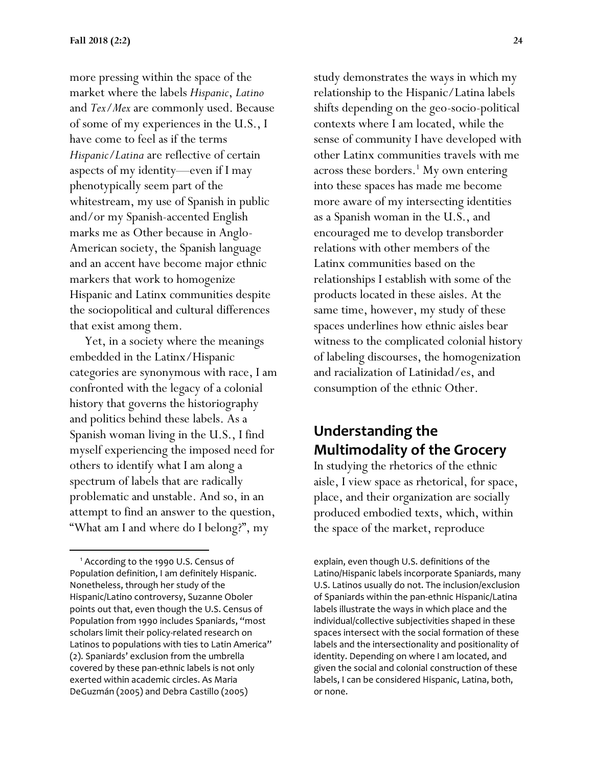more pressing within the space of the market where the labels *Hispanic*, *Latino* and *Tex/Mex* are commonly used. Because of some of my experiences in the U.S., I have come to feel as if the terms *Hispanic/Latina* are reflective of certain aspects of my identity—even if I may phenotypically seem part of the whitestream, my use of Spanish in public and/or my Spanish-accented English marks me as Other because in Anglo-American society, the Spanish language and an accent have become major ethnic markers that work to homogenize Hispanic and Latinx communities despite the sociopolitical and cultural differences that exist among them.

Yet, in a society where the meanings embedded in the Latinx/Hispanic categories are synonymous with race, I am confronted with the legacy of a colonial history that governs the historiography and politics behind these labels. As a Spanish woman living in the U.S., I find myself experiencing the imposed need for others to identify what I am along a spectrum of labels that are radically problematic and unstable. And so, in an attempt to find an answer to the question, "What am I and where do I belong?", my study demonstrates the ways in which my relationship to the Hispanic/Latina labels shifts depending on the geo-socio-political contexts where I am located, while the sense of community I have developed with other Latinx communities travels with me across these borders.[1] My own entering into these spaces has made me become more aware of my intersecting identities as a Spanish woman in the U.S., and encouraged me to develop transborder relations with other members of the Latinx communities based on the relationships I establish with some of the products located in these aisles. At the same time, however, my study of these spaces underlines how ethnic aisles bear witness to the complicated colonial history of labeling discourses, the homogenization and racialization of Latinidad/es, and consumption of the ethnic Other.

## Understanding the Multimodality of the Grocery

In studying the rhetorics of the ethnic aisle, I view space as rhetorical, for space, place, and their organization are socially produced embodied texts, which, within the space of the market, reproduce

[1] According to the 1990 U.S. Census of Population definition, I am definitely Hispanic. Nonetheless, through her study of the Hispanic/Latino controversy, Suzanne Oboler points out that, even though the U.S. Census of Population from 1990 includes Spaniards, "most scholars limit their policy-related research on Latinos to populations with ties to Latin America" (2). Spaniards' exclusion from the umbrella covered by these pan-ethnic labels is not only exerted within academic circles. As Maria DeGuzmán (2005) and Debra Castillo (2005) explain, even though U.S. definitions of the Latino/Hispanic labels incorporate Spaniards, many U.S. Latinos usually do not. The inclusion/exclusion of Spaniards within the pan-ethnic Hispanic/Latina labels illustrate the ways in which place and the individual/collective subjectivities shaped in these spaces intersect with the social formation of these labels and the intersectionality and positionality of identity. Depending on where I am located, and given the social and colonial construction of these labels, I can be considered Hispanic, Latina, both, or none.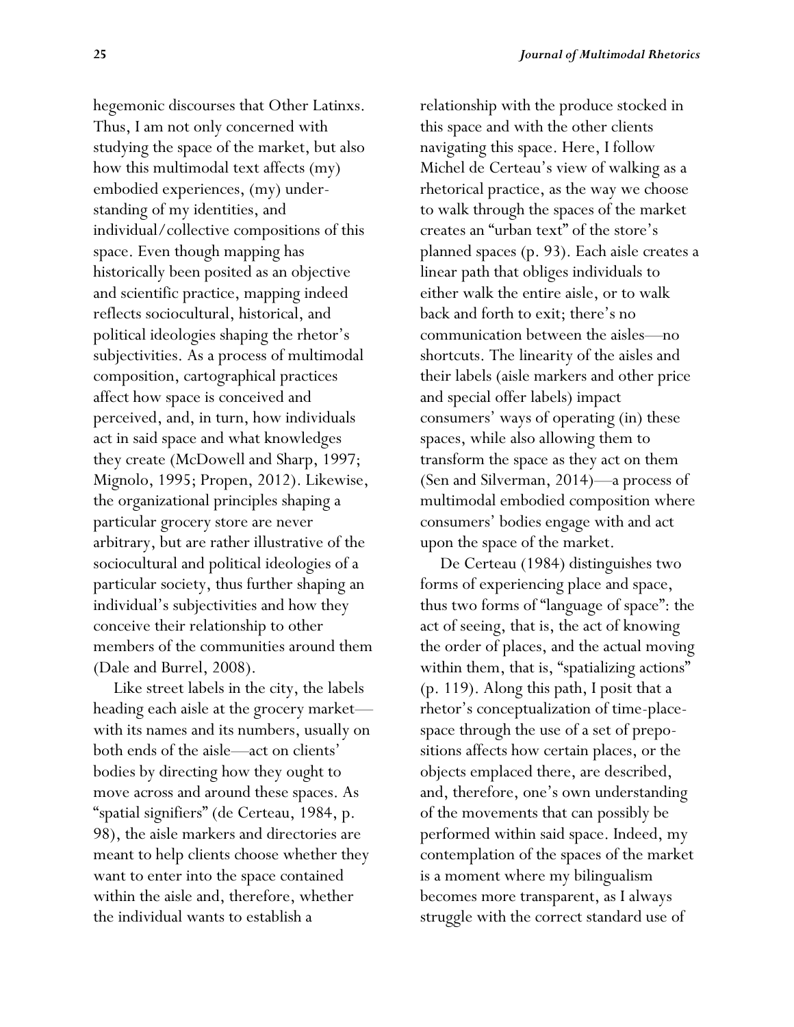hegemonic discourses that Other Latinxs. Thus, I am not only concerned with studying the space of the market, but also how this multimodal text affects (my) embodied experiences, (my) understanding of my identities, and individual/collective compositions of this space. Even though mapping has historically been posited as an objective and scientific practice, mapping indeed reflects sociocultural, historical, and political ideologies shaping the rhetor's subjectivities. As a process of multimodal composition, cartographical practices affect how space is conceived and perceived, and, in turn, how individuals act in said space and what knowledges they create (McDowell and Sharp, 1997; Mignolo, 1995; Propen, 2012). Likewise, the organizational principles shaping a particular grocery store are never arbitrary, but are rather illustrative of the sociocultural and political ideologies of a particular society, thus further shaping an individual's subjectivities and how they conceive their relationship to other members of the communities around them (Dale and Burrel, 2008).

Like street labels in the city, the labels heading each aisle at the grocery market—with its names and its numbers, usually on both ends of the aisle—act on clients' bodies by directing how they ought to move across and around these spaces. As "spatial signifiers" (de Certeau, 1984, p. 98), the aisle markers and directories are meant to help clients choose whether they want to enter into the space contained within the aisle and, therefore, whether the individual wants to establish a relationship with the produce stocked in this space and with the other clients navigating this space. Here, I follow Michel de Certeau's view of walking as a rhetorical practice, as the way we choose to walk through the spaces of the market creates an "urban text" of the store's planned spaces (p. 93). Each aisle creates a linear path that obliges individuals to either walk the entire aisle, or to walk back and forth to exit; there's no communication between the aisles—no shortcuts. The linearity of the aisles and their labels (aisle markers and other price and special offer labels) impact consumers' ways of operating (in) these spaces, while also allowing them to transform the space as they act on them (Sen and Silverman, 2014)—a process of multimodal embodied composition where consumers' bodies engage with and act upon the space of the market.

De Certeau (1984) distinguishes two forms of experiencing place and space, thus two forms of "language of space": the act of seeing, that is, the act of knowing the order of places, and the actual moving within them, that is, "spatializing actions" (p. 119). Along this path, I posit that a rhetor's conceptualization of time-place-space through the use of a set of prepositions affects how certain places, or the objects emplaced there, are described, and, therefore, one's own understanding of the movements that can possibly be performed within said space. Indeed, my contemplation of the spaces of the market is a moment where my bilingualism becomes more transparent, as I always struggle with the correct standard use of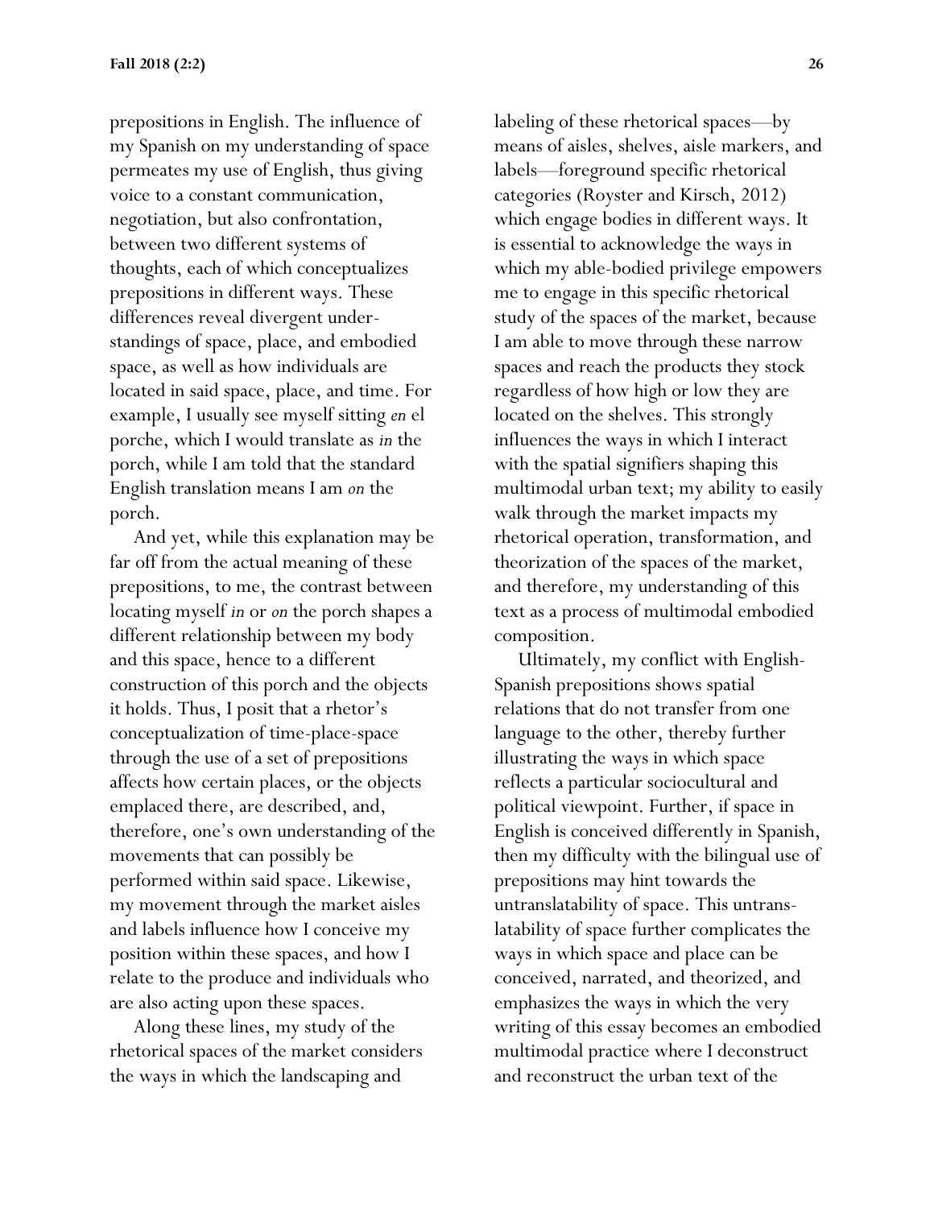prepositions in English. The influence of my Spanish on my understanding of space permeates my use of English, thus giving voice to a constant communication, negotiation, but also confrontation, between two different systems of thoughts, each of which conceptualizes prepositions in different ways. These differences reveal divergent understandings of space, place, and embodied space, as well as how individuals are located in said space, place, and time. For example, I usually see myself sitting *en* el porche, which I would translate as *in* the porch, while I am told that the standard English translation means I am *on* the porch.

And yet, while this explanation may be far off from the actual meaning of these prepositions, to me, the contrast between locating myself *in* or *on* the porch shapes a different relationship between my body and this space, hence to a different construction of this porch and the objects it holds. Thus, I posit that a rhetor's conceptualization of time-place-space through the use of a set of prepositions affects how certain places, or the objects emplaced there, are described, and, therefore, one's own understanding of the movements that can possibly be performed within said space. Likewise, my movement through the market aisles and labels influence how I conceive my position within these spaces, and how I relate to the produce and individuals who are also acting upon these spaces.

Along these lines, my study of the rhetorical spaces of the market considers the ways in which the landscaping and labeling of these rhetorical spaces—by means of aisles, shelves, aisle markers, and labels—foreground specific rhetorical categories (Royster and Kirsch, 2012) which engage bodies in different ways. It is essential to acknowledge the ways in which my able-bodied privilege empowers me to engage in this specific rhetorical study of the spaces of the market, because I am able to move through these narrow spaces and reach the products they stock regardless of how high or low they are located on the shelves. This strongly influences the ways in which I interact with the spatial signifiers shaping this multimodal urban text; my ability to easily walk through the market impacts my rhetorical operation, transformation, and theorization of the spaces of the market, and therefore, my understanding of this text as a process of multimodal embodied composition.

Ultimately, my conflict with English-Spanish prepositions shows spatial relations that do not transfer from one language to the other, thereby further illustrating the ways in which space reflects a particular sociocultural and political viewpoint. Further, if space in English is conceived differently in Spanish, then my difficulty with the bilingual use of prepositions may hint towards the untranslatability of space. This untranslatability of space further complicates the ways in which space and place can be conceived, narrated, and theorized, and emphasizes the ways in which the very writing of this essay becomes an embodied multimodal practice where I deconstruct and reconstruct the urban text of the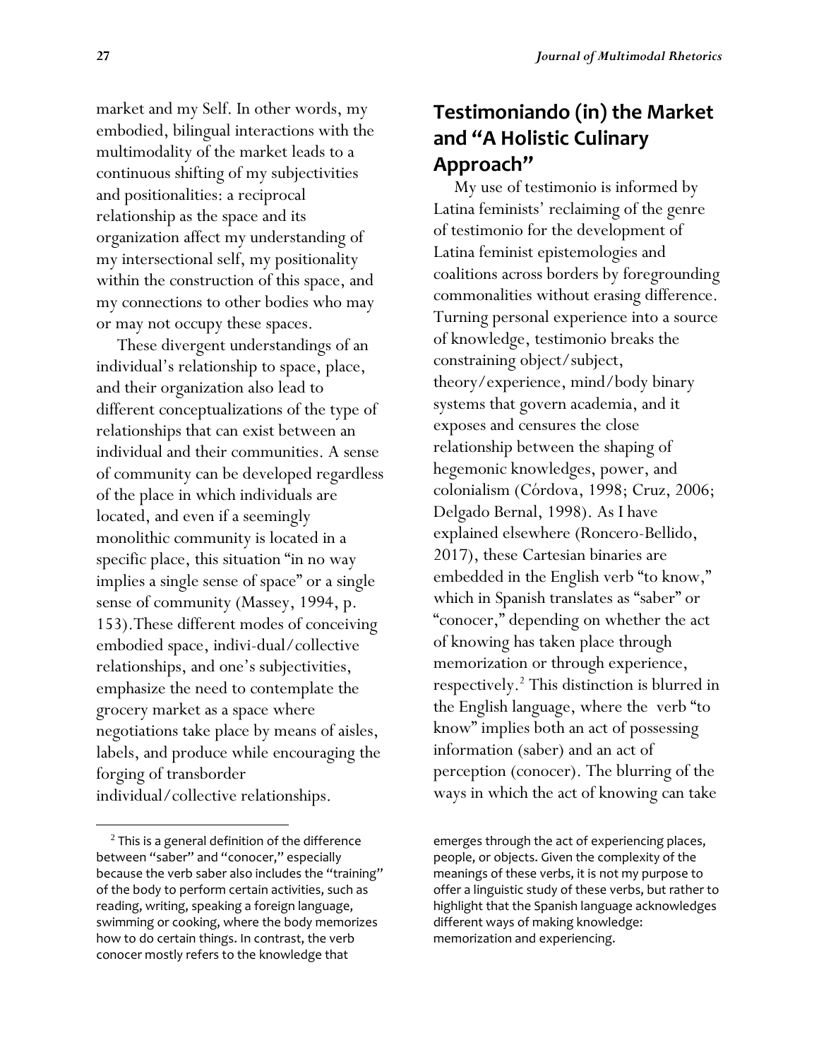market and my Self. In other words, my embodied, bilingual interactions with the multimodality of the market leads to a continuous shifting of my subjectivities and positionalities: a reciprocal relationship as the space and its organization affect my understanding of my intersectional self, my positionality within the construction of this space, and my connections to other bodies who may or may not occupy these spaces.

These divergent understandings of an individual's relationship to space, place, and their organization also lead to different conceptualizations of the type of relationships that can exist between an individual and their communities. A sense of community can be developed regardless of the place in which individuals are located, and even if a seemingly monolithic community is located in a specific place, this situation "in no way implies a single sense of space" or a single sense of community (Massey, 1994, p. 153).These different modes of conceiving embodied space, indivi-dual/collective relationships, and one's subjectivities, emphasize the need to contemplate the grocery market as a space where negotiations take place by means of aisles, labels, and produce while encouraging the forging of transborder individual/collective relationships.

## Testimoniando (in) the Market and "A Holistic Culinary Approach"

My use of testimonio is informed by Latina feminists' reclaiming of the genre of testimonio for the development of Latina feminist epistemologies and coalitions across borders by foregrounding commonalities without erasing difference. Turning personal experience into a source of knowledge, testimonio breaks the constraining object/subject, theory/experience, mind/body binary systems that govern academia, and it exposes and censures the close relationship between the shaping of hegemonic knowledges, power, and colonialism (Córdova, 1998; Cruz, 2006; Delgado Bernal, 1998). As I have explained elsewhere (Roncero-Bellido, 2017), these Cartesian binaries are embedded in the English verb "to know," which in Spanish translates as "saber" or "conocer," depending on whether the act of knowing has taken place through memorization or through experience, respectively.[2] This distinction is blurred in the English language, where the verb "to know" implies both an act of possessing information (saber) and an act of perception (conocer). The blurring of the ways in which the act of knowing can take

[2] This is a general definition of the difference between "saber" and "conocer," especially because the verb saber also includes the "training" of the body to perform certain activities, such as reading, writing, speaking a foreign language, swimming or cooking, where the body memorizes how to do certain things. In contrast, the verb conocer mostly refers to the knowledge that emerges through the act of experiencing places, people, or objects. Given the complexity of the meanings of these verbs, it is not my purpose to offer a linguistic study of these verbs, but rather to highlight that the Spanish language acknowledges different ways of making knowledge: memorization and experiencing.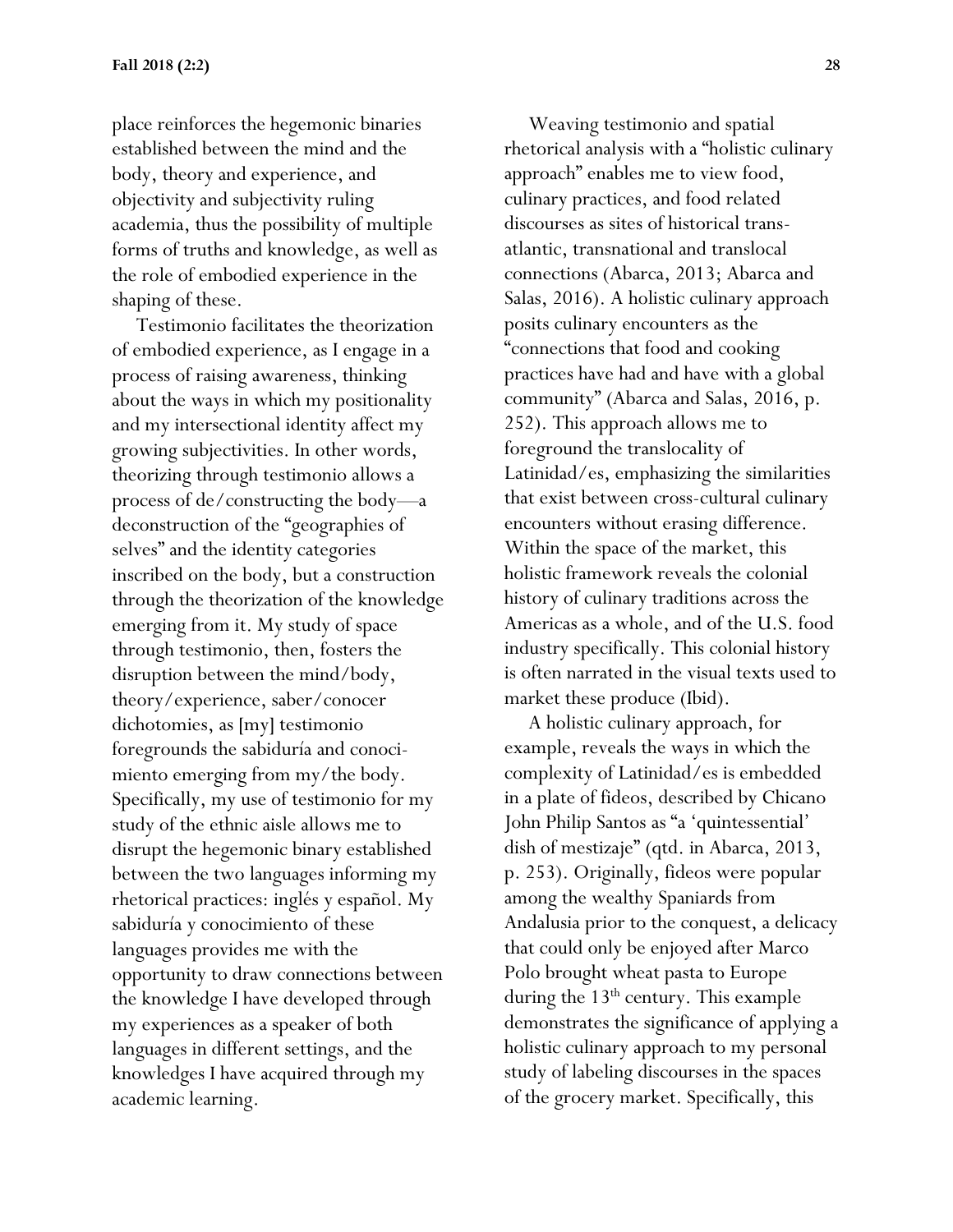place reinforces the hegemonic binaries established between the mind and the body, theory and experience, and objectivity and subjectivity ruling academia, thus the possibility of multiple forms of truths and knowledge, as well as the role of embodied experience in the shaping of these.

Testimonio facilitates the theorization of embodied experience, as I engage in a process of raising awareness, thinking about the ways in which my positionality and my intersectional identity affect my growing subjectivities. In other words, theorizing through testimonio allows a process of de/constructing the body—a deconstruction of the "geographies of selves" and the identity categories inscribed on the body, but a construction through the theorization of the knowledge emerging from it. My study of space through testimonio, then, fosters the disruption between the mind/body, theory/experience, saber/conocer dichotomies, as [my] testimonio foregrounds the sabiduría and conocimiento emerging from my/the body. Specifically, my use of testimonio for my study of the ethnic aisle allows me to disrupt the hegemonic binary established between the two languages informing my rhetorical practices: inglés y español. My sabiduría y conocimiento of these languages provides me with the opportunity to draw connections between the knowledge I have developed through my experiences as a speaker of both languages in different settings, and the knowledges I have acquired through my academic learning.

Weaving testimonio and spatial rhetorical analysis with a "holistic culinary approach" enables me to view food, culinary practices, and food related discourses as sites of historical trans-atlantic, transnational and translocal connections (Abarca, 2013; Abarca and Salas, 2016). A holistic culinary approach posits culinary encounters as the "connections that food and cooking practices have had and have with a global community" (Abarca and Salas, 2016, p. 252). This approach allows me to foreground the translocality of Latinidad/es, emphasizing the similarities that exist between cross-cultural culinary encounters without erasing difference. Within the space of the market, this holistic framework reveals the colonial history of culinary traditions across the Americas as a whole, and of the U.S. food industry specifically. This colonial history is often narrated in the visual texts used to market these produce (Ibid).

A holistic culinary approach, for example, reveals the ways in which the complexity of Latinidad/es is embedded in a plate of fideos, described by Chicano John Philip Santos as "a 'quintessential' dish of mestizaje" (qtd. in Abarca, 2013, p. 253). Originally, fideos were popular among the wealthy Spaniards from Andalusia prior to the conquest, a delicacy that could only be enjoyed after Marco Polo brought wheat pasta to Europe during the 13th century. This example demonstrates the significance of applying a holistic culinary approach to my personal study of labeling discourses in the spaces of the grocery market. Specifically, this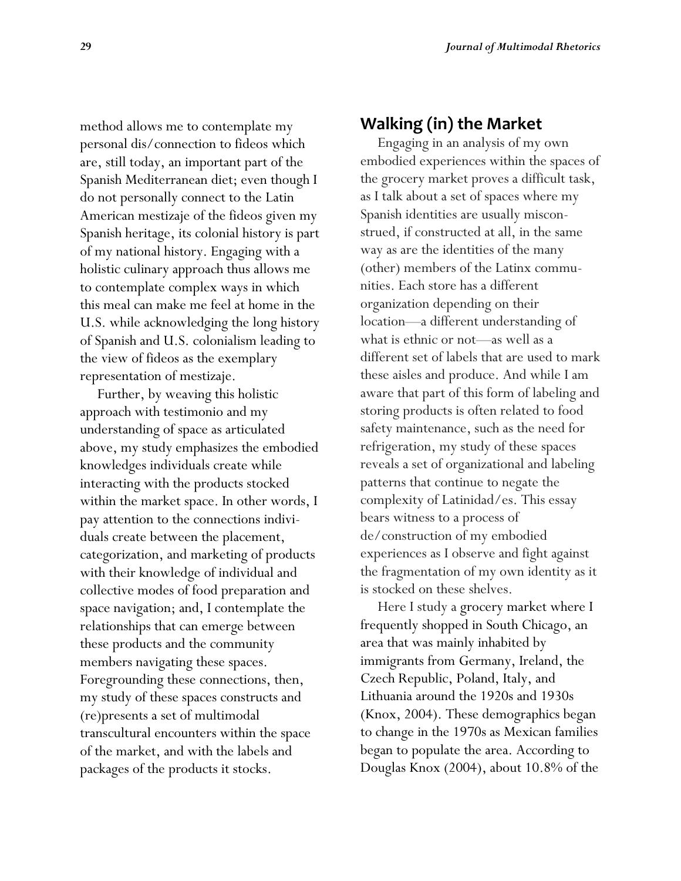method allows me to contemplate my personal dis/connection to fideos which are, still today, an important part of the Spanish Mediterranean diet; even though I do not personally connect to the Latin American mestizaje of the fideos given my Spanish heritage, its colonial history is part of my national history. Engaging with a holistic culinary approach thus allows me to contemplate complex ways in which this meal can make me feel at home in the U.S. while acknowledging the long history of Spanish and U.S. colonialism leading to the view of fideos as the exemplary representation of mestizaje.

Further, by weaving this holistic approach with testimonio and my understanding of space as articulated above, my study emphasizes the embodied knowledges individuals create while interacting with the products stocked within the market space. In other words, I pay attention to the connections individuals create between the placement, categorization, and marketing of products with their knowledge of individual and collective modes of food preparation and space navigation; and, I contemplate the relationships that can emerge between these products and the community members navigating these spaces. Foregrounding these connections, then, my study of these spaces constructs and (re)presents a set of multimodal transcultural encounters within the space of the market, and with the labels and packages of the products it stocks.

## Walking (in) the Market

Engaging in an analysis of my own embodied experiences within the spaces of the grocery market proves a difficult task, as I talk about a set of spaces where my Spanish identities are usually misconstrued, if constructed at all, in the same way as are the identities of the many (other) members of the Latinx communities. Each store has a different organization depending on their location—a different understanding of what is ethnic or not—as well as a different set of labels that are used to mark these aisles and produce. And while I am aware that part of this form of labeling and storing products is often related to food safety maintenance, such as the need for refrigeration, my study of these spaces reveals a set of organizational and labeling patterns that continue to negate the complexity of Latinidad/es. This essay bears witness to a process of de/construction of my embodied experiences as I observe and fight against the fragmentation of my own identity as it is stocked on these shelves.

Here I study a grocery market where I frequently shopped in South Chicago, an area that was mainly inhabited by immigrants from Germany, Ireland, the Czech Republic, Poland, Italy, and Lithuania around the 1920s and 1930s (Knox, 2004). These demographics began to change in the 1970s as Mexican families began to populate the area. According to Douglas Knox (2004), about 10.8% of the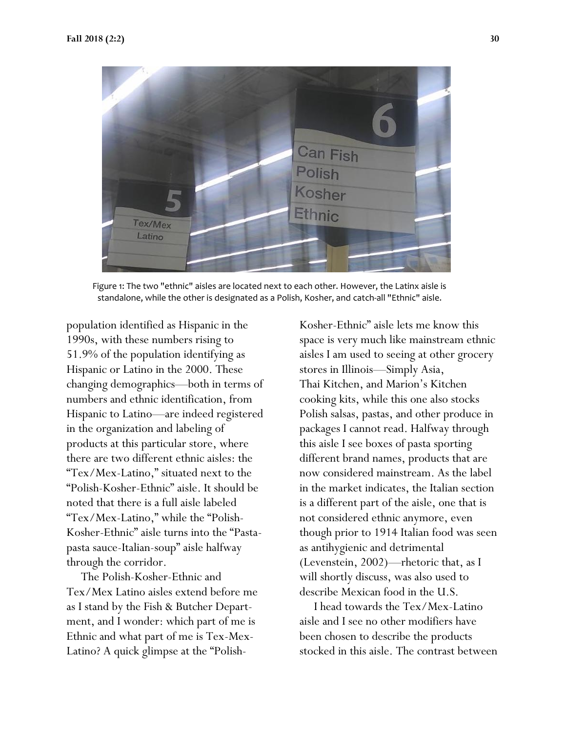Figure 1: The two "ethnic" aisles are located next to each other. However, the Latinx aisle is standalone, while the other is designated as a Polish, Kosher, and catch-all "Ethnic" aisle.

population identified as Hispanic in the 1990s, with these numbers rising to 51.9% of the population identifying as Hispanic or Latino in the 2000. These changing demographics—both in terms of numbers and ethnic identification, from Hispanic to Latino—are indeed registered in the organization and labeling of products at this particular store, where there are two different ethnic aisles: the "Tex/Mex-Latino," situated next to the "Polish-Kosher-Ethnic" aisle. It should be noted that there is a full aisle labeled "Tex/Mex-Latino," while the "Polish-Kosher-Ethnic" aisle turns into the "Pasta-pasta sauce-Italian-soup" aisle halfway through the corridor.

The Polish-Kosher-Ethnic and Tex/Mex Latino aisles extend before me as I stand by the Fish & Butcher Department, and I wonder: which part of me is Ethnic and what part of me is Tex-Mex-Latino? A quick glimpse at the "Polish-Kosher-Ethnic" aisle lets me know this space is very much like mainstream ethnic aisles I am used to seeing at other grocery stores in Illinois—Simply Asia, Thai Kitchen, and Marion's Kitchen cooking kits, while this one also stocks Polish salsas, pastas, and other produce in packages I cannot read. Halfway through this aisle I see boxes of pasta sporting different brand names, products that are now considered mainstream. As the label in the market indicates, the Italian section is a different part of the aisle, one that is not considered ethnic anymore, even though prior to 1914 Italian food was seen as antihygienic and detrimental (Levenstein, 2002)—rhetoric that, as I will shortly discuss, was also used to describe Mexican food in the U.S.

I head towards the Tex/Mex-Latino aisle and I see no other modifiers have been chosen to describe the products stocked in this aisle. The contrast between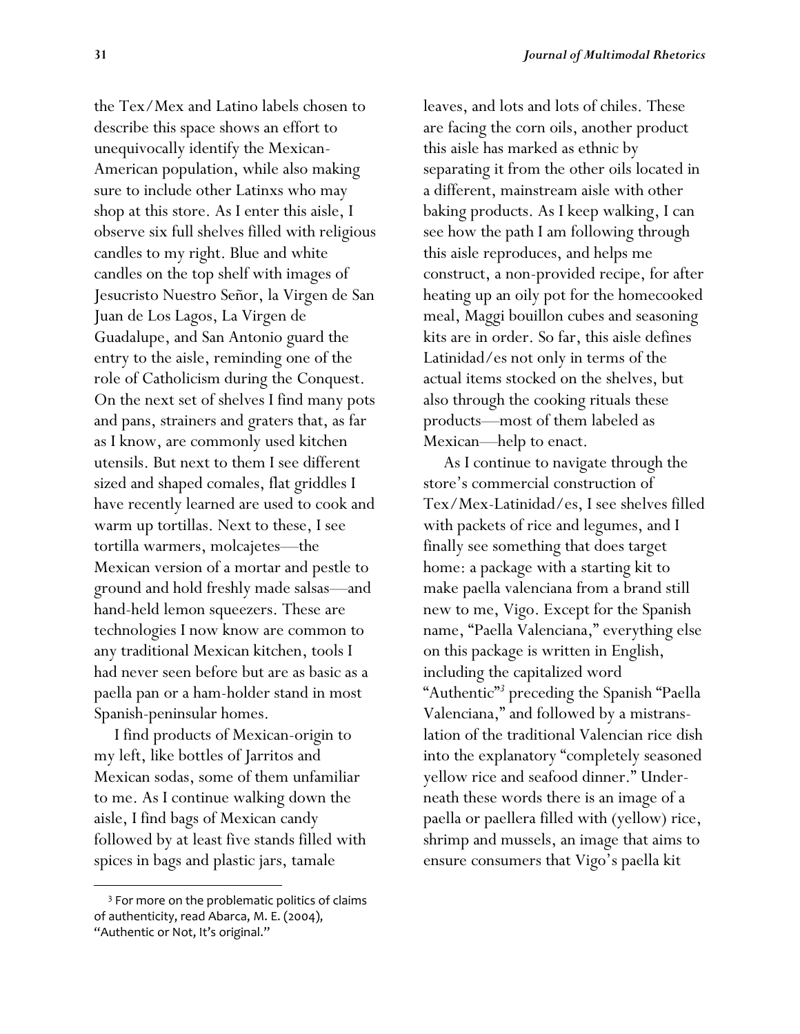the Tex/Mex and Latino labels chosen to describe this space shows an effort to unequivocally identify the Mexican-American population, while also making sure to include other Latinxs who may shop at this store. As I enter this aisle, I observe six full shelves filled with religious candles to my right. Blue and white candles on the top shelf with images of Jesucristo Nuestro Señor, la Virgen de San Juan de Los Lagos, La Virgen de Guadalupe, and San Antonio guard the entry to the aisle, reminding one of the role of Catholicism during the Conquest. On the next set of shelves I find many pots and pans, strainers and graters that, as far as I know, are commonly used kitchen utensils. But next to them I see different sized and shaped comales, flat griddles I have recently learned are used to cook and warm up tortillas. Next to these, I see tortilla warmers, molcajetes—the Mexican version of a mortar and pestle to ground and hold freshly made salsas—and hand-held lemon squeezers. These are technologies I now know are common to any traditional Mexican kitchen, tools I had never seen before but are as basic as a paella pan or a ham-holder stand in most Spanish-peninsular homes.

I find products of Mexican-origin to my left, like bottles of Jarritos and Mexican sodas, some of them unfamiliar to me. As I continue walking down the aisle, I find bags of Mexican candy followed by at least five stands filled with spices in bags and plastic jars, tamale leaves, and lots and lots of chiles. These are facing the corn oils, another product this aisle has marked as ethnic by separating it from the other oils located in a different, mainstream aisle with other baking products. As I keep walking, I can see how the path I am following through this aisle reproduces, and helps me construct, a non-provided recipe, for after heating up an oily pot for the homecooked meal, Maggi bouillon cubes and seasoning kits are in order. So far, this aisle defines Latinidad/es not only in terms of the actual items stocked on the shelves, but also through the cooking rituals these products—most of them labeled as Mexican—help to enact.

As I continue to navigate through the store's commercial construction of Tex/Mex-Latinidad/es, I see shelves filled with packets of rice and legumes, and I finally see something that does target home: a package with a starting kit to make paella valenciana from a brand still new to me, Vigo. Except for the Spanish name, "Paella Valenciana," everything else on this package is written in English, including the capitalized word "Authentic"[3] preceding the Spanish "Paella Valenciana," and followed by a mistranslation of the traditional Valencian rice dish into the explanatory "completely seasoned yellow rice and seafood dinner." Underneath these words there is an image of a paella or paellera filled with (yellow) rice, shrimp and mussels, an image that aims to ensure consumers that Vigo's paella kit

[3] For more on the problematic politics of claims of authenticity, read Abarca, M. E. (2004), "Authentic or Not, It's original."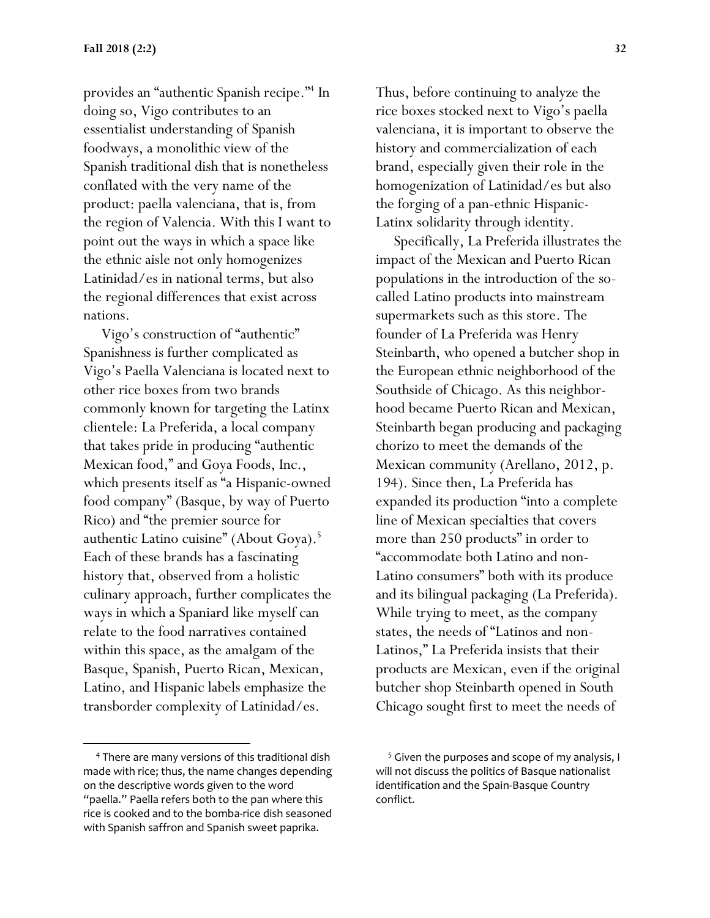provides an "authentic Spanish recipe."[4] In doing so, Vigo contributes to an essentialist understanding of Spanish foodways, a monolithic view of the Spanish traditional dish that is nonetheless conflated with the very name of the product: paella valenciana, that is, from the region of Valencia. With this I want to point out the ways in which a space like the ethnic aisle not only homogenizes Latinidad/es in national terms, but also the regional differences that exist across nations.

Vigo's construction of "authentic" Spanishness is further complicated as Vigo's Paella Valenciana is located next to other rice boxes from two brands commonly known for targeting the Latinx clientele: La Preferida, a local company that takes pride in producing "authentic Mexican food," and Goya Foods, Inc., which presents itself as "a Hispanic-owned food company" (Basque, by way of Puerto Rico) and "the premier source for authentic Latino cuisine" (About Goya).[5] Each of these brands has a fascinating history that, observed from a holistic culinary approach, further complicates the ways in which a Spaniard like myself can relate to the food narratives contained within this space, as the amalgam of the Basque, Spanish, Puerto Rican, Mexican, Latino, and Hispanic labels emphasize the transborder complexity of Latinidad/es.

Thus, before continuing to analyze the rice boxes stocked next to Vigo's paella valenciana, it is important to observe the history and commercialization of each brand, especially given their role in the homogenization of Latinidad/es but also the forging of a pan-ethnic Hispanic-Latinx solidarity through identity.

Specifically, La Preferida illustrates the impact of the Mexican and Puerto Rican populations in the introduction of the so-called Latino products into mainstream supermarkets such as this store. The founder of La Preferida was Henry Steinbarth, who opened a butcher shop in the European ethnic neighborhood of the Southside of Chicago. As this neighborhood became Puerto Rican and Mexican, Steinbarth began producing and packaging chorizo to meet the demands of the Mexican community (Arellano, 2012, p. 194). Since then, La Preferida has expanded its production "into a complete line of Mexican specialties that covers more than 250 products" in order to "accommodate both Latino and non-Latino consumers" both with its produce and its bilingual packaging (La Preferida). While trying to meet, as the company states, the needs of "Latinos and non-Latinos," La Preferida insists that their products are Mexican, even if the original butcher shop Steinbarth opened in South Chicago sought first to meet the needs of

---

[4] There are many versions of this traditional dish made with rice; thus, the name changes depending on the descriptive words given to the word "paella." Paella refers both to the pan where this rice is cooked and to the bomba-rice dish seasoned with Spanish saffron and Spanish sweet paprika.

[5] Given the purposes and scope of my analysis, I will not discuss the politics of Basque nationalist identification and the Spain-Basque Country conflict.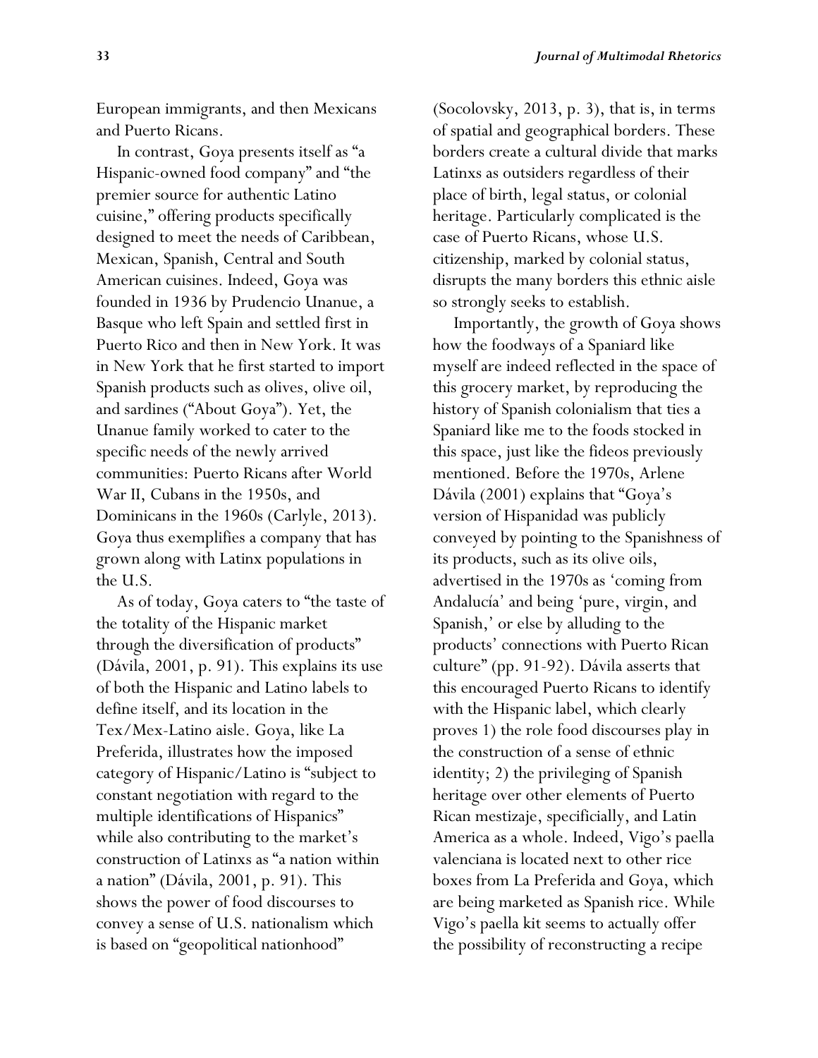European immigrants, and then Mexicans and Puerto Ricans.

In contrast, Goya presents itself as "a Hispanic-owned food company" and "the premier source for authentic Latino cuisine," offering products specifically designed to meet the needs of Caribbean, Mexican, Spanish, Central and South American cuisines. Indeed, Goya was founded in 1936 by Prudencio Unanue, a Basque who left Spain and settled first in Puerto Rico and then in New York. It was in New York that he first started to import Spanish products such as olives, olive oil, and sardines ("About Goya"). Yet, the Unanue family worked to cater to the specific needs of the newly arrived communities: Puerto Ricans after World War II, Cubans in the 1950s, and Dominicans in the 1960s (Carlyle, 2013). Goya thus exemplifies a company that has grown along with Latinx populations in the U.S.

As of today, Goya caters to "the taste of the totality of the Hispanic market through the diversification of products" (Dávila, 2001, p. 91). This explains its use of both the Hispanic and Latino labels to define itself, and its location in the Tex/Mex-Latino aisle. Goya, like La Preferida, illustrates how the imposed category of Hispanic/Latino is "subject to constant negotiation with regard to the multiple identifications of Hispanics" while also contributing to the market's construction of Latinxs as "a nation within a nation" (Dávila, 2001, p. 91). This shows the power of food discourses to convey a sense of U.S. nationalism which is based on "geopolitical nationhood" (Socolovsky, 2013, p. 3), that is, in terms of spatial and geographical borders. These borders create a cultural divide that marks Latinxs as outsiders regardless of their place of birth, legal status, or colonial heritage. Particularly complicated is the case of Puerto Ricans, whose U.S. citizenship, marked by colonial status, disrupts the many borders this ethnic aisle so strongly seeks to establish.

Importantly, the growth of Goya shows how the foodways of a Spaniard like myself are indeed reflected in the space of this grocery market, by reproducing the history of Spanish colonialism that ties a Spaniard like me to the foods stocked in this space, just like the fideos previously mentioned. Before the 1970s, Arlene Dávila (2001) explains that "Goya's version of Hispanidad was publicly conveyed by pointing to the Spanishness of its products, such as its olive oils, advertised in the 1970s as 'coming from Andalucía' and being 'pure, virgin, and Spanish,' or else by alluding to the products' connections with Puerto Rican culture" (pp. 91-92). Dávila asserts that this encouraged Puerto Ricans to identify with the Hispanic label, which clearly proves 1) the role food discourses play in the construction of a sense of ethnic identity; 2) the privileging of Spanish heritage over other elements of Puerto Rican mestizaje, specificially, and Latin America as a whole. Indeed, Vigo's paella valenciana is located next to other rice boxes from La Preferida and Goya, which are being marketed as Spanish rice. While Vigo's paella kit seems to actually offer the possibility of reconstructing a recipe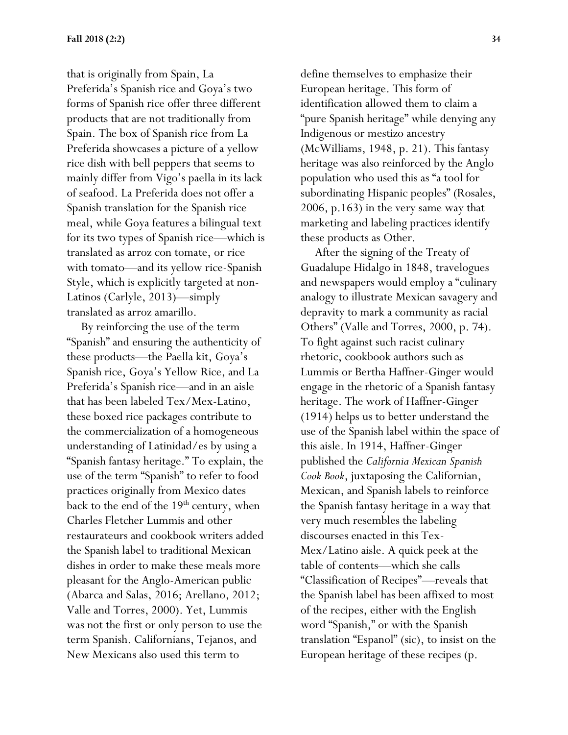that is originally from Spain, La Preferida's Spanish rice and Goya's two forms of Spanish rice offer three different products that are not traditionally from Spain. The box of Spanish rice from La Preferida showcases a picture of a yellow rice dish with bell peppers that seems to mainly differ from Vigo's paella in its lack of seafood. La Preferida does not offer a Spanish translation for the Spanish rice meal, while Goya features a bilingual text for its two types of Spanish rice—which is translated as arroz con tomate, or rice with tomato—and its yellow rice-Spanish Style, which is explicitly targeted at non-Latinos (Carlyle, 2013)—simply translated as arroz amarillo.

By reinforcing the use of the term "Spanish" and ensuring the authenticity of these products—the Paella kit, Goya's Spanish rice, Goya's Yellow Rice, and La Preferida's Spanish rice—and in an aisle that has been labeled Tex/Mex-Latino, these boxed rice packages contribute to the commercialization of a homogeneous understanding of Latinidad/es by using a "Spanish fantasy heritage." To explain, the use of the term "Spanish" to refer to food practices originally from Mexico dates back to the end of the 19th century, when Charles Fletcher Lummis and other restaurateurs and cookbook writers added the Spanish label to traditional Mexican dishes in order to make these meals more pleasant for the Anglo-American public (Abarca and Salas, 2016; Arellano, 2012; Valle and Torres, 2000). Yet, Lummis was not the first or only person to use the term Spanish. Californians, Tejanos, and New Mexicans also used this term to define themselves to emphasize their European heritage. This form of identification allowed them to claim a "pure Spanish heritage" while denying any Indigenous or mestizo ancestry (McWilliams, 1948, p. 21). This fantasy heritage was also reinforced by the Anglo population who used this as "a tool for subordinating Hispanic peoples" (Rosales, 2006, p.163) in the very same way that marketing and labeling practices identify these products as Other.

After the signing of the Treaty of Guadalupe Hidalgo in 1848, travelogues and newspapers would employ a "culinary analogy to illustrate Mexican savagery and depravity to mark a community as racial Others" (Valle and Torres, 2000, p. 74). To fight against such racist culinary rhetoric, cookbook authors such as Lummis or Bertha Haffner-Ginger would engage in the rhetoric of a Spanish fantasy heritage. The work of Haffner-Ginger (1914) helps us to better understand the use of the Spanish label within the space of this aisle. In 1914, Haffner-Ginger published the *California Mexican Spanish Cook Book*, juxtaposing the Californian, Mexican, and Spanish labels to reinforce the Spanish fantasy heritage in a way that very much resembles the labeling discourses enacted in this Tex-Mex/Latino aisle. A quick peek at the table of contents—which she calls "Classification of Recipes"—reveals that the Spanish label has been affixed to most of the recipes, either with the English word "Spanish," or with the Spanish translation "Espanol" (sic), to insist on the European heritage of these recipes (p.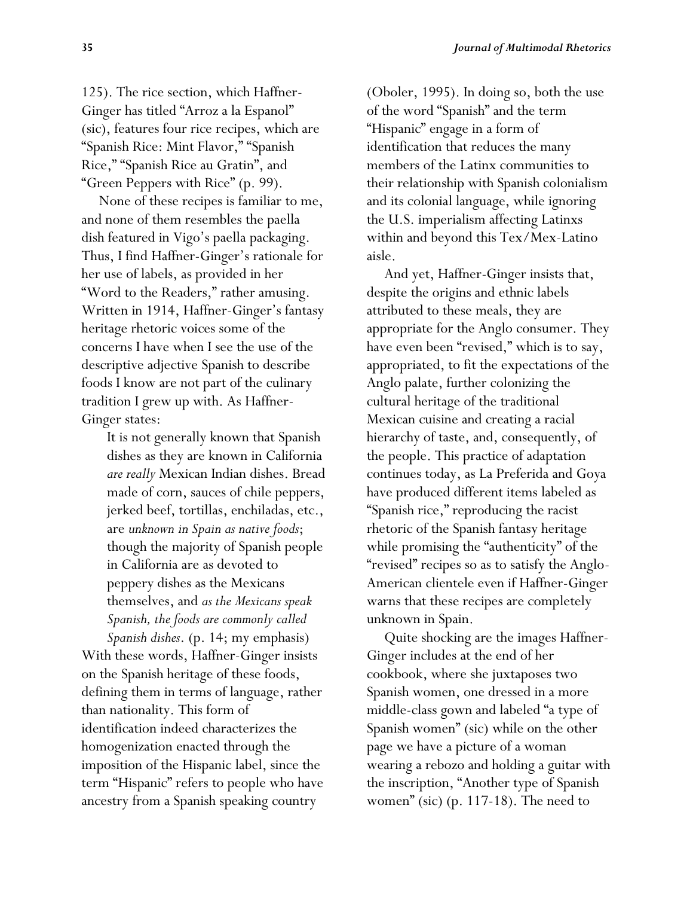125). The rice section, which Haffner-Ginger has titled "Arroz a la Espanol" (sic), features four rice recipes, which are "Spanish Rice: Mint Flavor," "Spanish Rice," "Spanish Rice au Gratin", and "Green Peppers with Rice" (p. 99).

None of these recipes is familiar to me, and none of them resembles the paella dish featured in Vigo's paella packaging. Thus, I find Haffner-Ginger's rationale for her use of labels, as provided in her "Word to the Readers," rather amusing. Written in 1914, Haffner-Ginger's fantasy heritage rhetoric voices some of the concerns I have when I see the use of the descriptive adjective Spanish to describe foods I know are not part of the culinary tradition I grew up with. As Haffner-Ginger states:

> It is not generally known that Spanish dishes as they are known in California *are really* Mexican Indian dishes. Bread made of corn, sauces of chile peppers, jerked beef, tortillas, enchiladas, etc., are *unknown in Spain as native foods*; though the majority of Spanish people in California are as devoted to peppery dishes as the Mexicans themselves, and *as the Mexicans speak Spanish, the foods are commonly called Spanish dishes*. (p. 14; my emphasis)

With these words, Haffner-Ginger insists on the Spanish heritage of these foods, defining them in terms of language, rather than nationality. This form of identification indeed characterizes the homogenization enacted through the imposition of the Hispanic label, since the term "Hispanic" refers to people who have ancestry from a Spanish speaking country (Oboler, 1995). In doing so, both the use of the word "Spanish" and the term "Hispanic" engage in a form of identification that reduces the many members of the Latinx communities to their relationship with Spanish colonialism and its colonial language, while ignoring the U.S. imperialism affecting Latinxs within and beyond this Tex/Mex-Latino aisle.

And yet, Haffner-Ginger insists that, despite the origins and ethnic labels attributed to these meals, they are appropriate for the Anglo consumer. They have even been "revised," which is to say, appropriated, to fit the expectations of the Anglo palate, further colonizing the cultural heritage of the traditional Mexican cuisine and creating a racial hierarchy of taste, and, consequently, of the people. This practice of adaptation continues today, as La Preferida and Goya have produced different items labeled as "Spanish rice," reproducing the racist rhetoric of the Spanish fantasy heritage while promising the "authenticity" of the "revised" recipes so as to satisfy the Anglo-American clientele even if Haffner-Ginger warns that these recipes are completely unknown in Spain.

Quite shocking are the images Haffner-Ginger includes at the end of her cookbook, where she juxtaposes two Spanish women, one dressed in a more middle-class gown and labeled "a type of Spanish women" (sic) while on the other page we have a picture of a woman wearing a rebozo and holding a guitar with the inscription, "Another type of Spanish women" (sic) (p. 117-18). The need to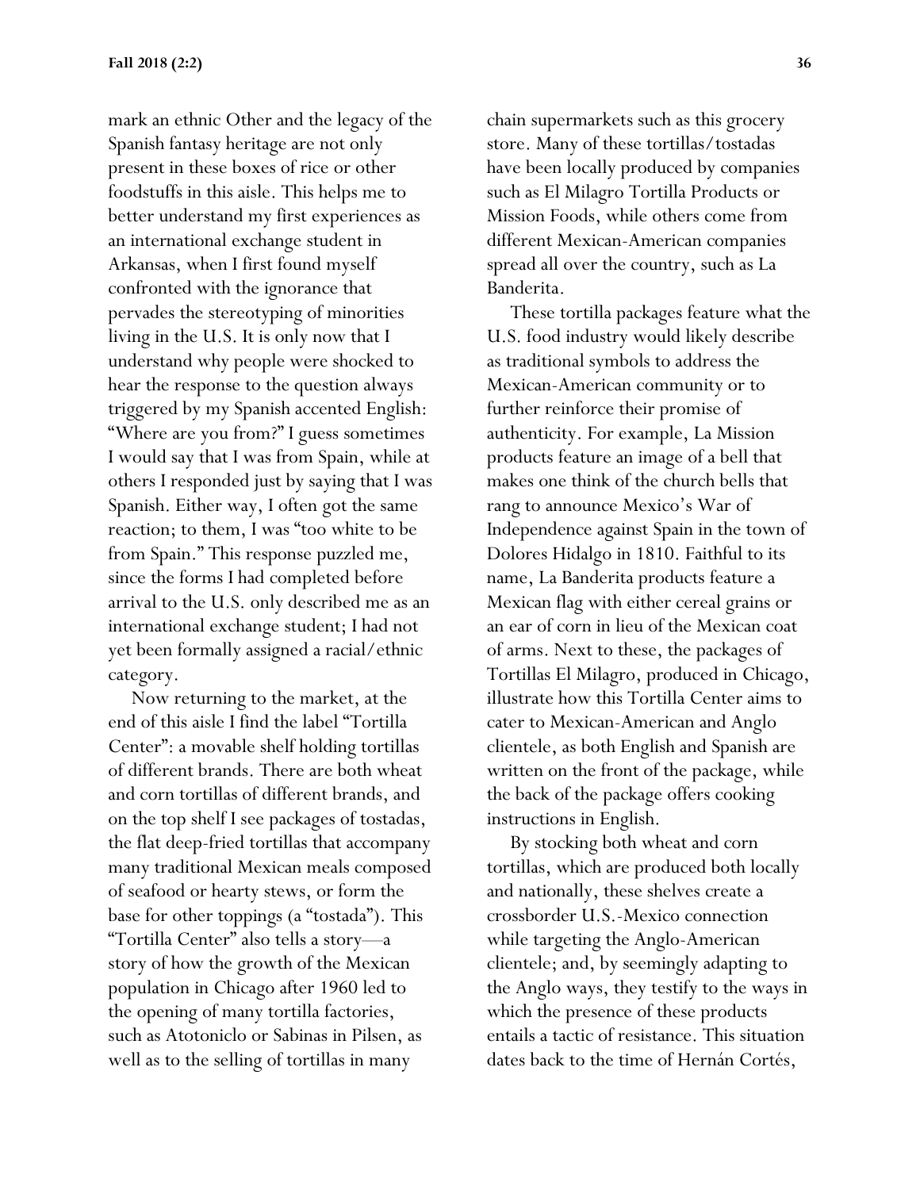mark an ethnic Other and the legacy of the Spanish fantasy heritage are not only present in these boxes of rice or other foodstuffs in this aisle. This helps me to better understand my first experiences as an international exchange student in Arkansas, when I first found myself confronted with the ignorance that pervades the stereotyping of minorities living in the U.S. It is only now that I understand why people were shocked to hear the response to the question always triggered by my Spanish accented English: "Where are you from?" I guess sometimes I would say that I was from Spain, while at others I responded just by saying that I was Spanish. Either way, I often got the same reaction; to them, I was "too white to be from Spain." This response puzzled me, since the forms I had completed before arrival to the U.S. only described me as an international exchange student; I had not yet been formally assigned a racial/ethnic category.

Now returning to the market, at the end of this aisle I find the label "Tortilla Center": a movable shelf holding tortillas of different brands. There are both wheat and corn tortillas of different brands, and on the top shelf I see packages of tostadas, the flat deep-fried tortillas that accompany many traditional Mexican meals composed of seafood or hearty stews, or form the base for other toppings (a "tostada"). This "Tortilla Center" also tells a story—a story of how the growth of the Mexican population in Chicago after 1960 led to the opening of many tortilla factories, such as Atotoniclo or Sabinas in Pilsen, as well as to the selling of tortillas in many chain supermarkets such as this grocery store. Many of these tortillas/tostadas have been locally produced by companies such as El Milagro Tortilla Products or Mission Foods, while others come from different Mexican-American companies spread all over the country, such as La Banderita.

These tortilla packages feature what the U.S. food industry would likely describe as traditional symbols to address the Mexican-American community or to further reinforce their promise of authenticity. For example, La Mission products feature an image of a bell that makes one think of the church bells that rang to announce Mexico's War of Independence against Spain in the town of Dolores Hidalgo in 1810. Faithful to its name, La Banderita products feature a Mexican flag with either cereal grains or an ear of corn in lieu of the Mexican coat of arms. Next to these, the packages of Tortillas El Milagro, produced in Chicago, illustrate how this Tortilla Center aims to cater to Mexican-American and Anglo clientele, as both English and Spanish are written on the front of the package, while the back of the package offers cooking instructions in English.

By stocking both wheat and corn tortillas, which are produced both locally and nationally, these shelves create a crossborder U.S.-Mexico connection while targeting the Anglo-American clientele; and, by seemingly adapting to the Anglo ways, they testify to the ways in which the presence of these products entails a tactic of resistance. This situation dates back to the time of Hernán Cortés,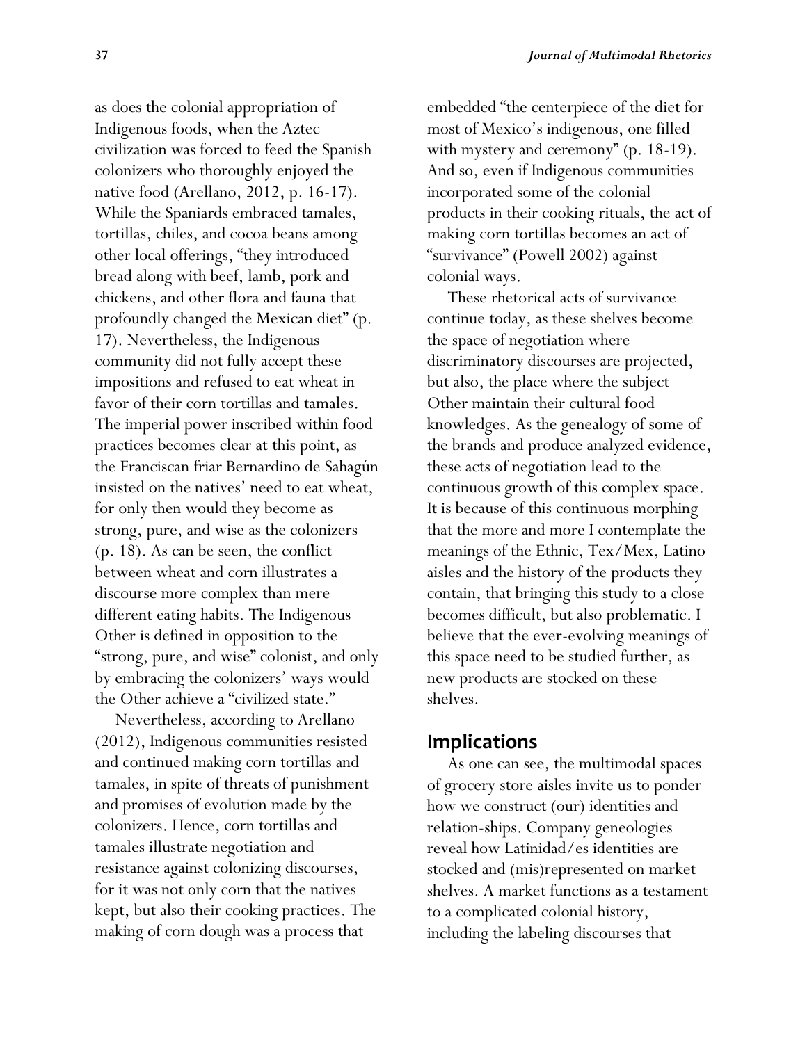as does the colonial appropriation of Indigenous foods, when the Aztec civilization was forced to feed the Spanish colonizers who thoroughly enjoyed the native food (Arellano, 2012, p. 16-17). While the Spaniards embraced tamales, tortillas, chiles, and cocoa beans among other local offerings, "they introduced bread along with beef, lamb, pork and chickens, and other flora and fauna that profoundly changed the Mexican diet" (p. 17). Nevertheless, the Indigenous community did not fully accept these impositions and refused to eat wheat in favor of their corn tortillas and tamales. The imperial power inscribed within food practices becomes clear at this point, as the Franciscan friar Bernardino de Sahagún insisted on the natives' need to eat wheat, for only then would they become as strong, pure, and wise as the colonizers (p. 18). As can be seen, the conflict between wheat and corn illustrates a discourse more complex than mere different eating habits. The Indigenous Other is defined in opposition to the "strong, pure, and wise" colonist, and only by embracing the colonizers' ways would the Other achieve a "civilized state."

Nevertheless, according to Arellano (2012), Indigenous communities resisted and continued making corn tortillas and tamales, in spite of threats of punishment and promises of evolution made by the colonizers. Hence, corn tortillas and tamales illustrate negotiation and resistance against colonizing discourses, for it was not only corn that the natives kept, but also their cooking practices. The making of corn dough was a process that embedded "the centerpiece of the diet for most of Mexico's indigenous, one filled with mystery and ceremony" (p. 18-19). And so, even if Indigenous communities incorporated some of the colonial products in their cooking rituals, the act of making corn tortillas becomes an act of "survivance" (Powell 2002) against colonial ways.

These rhetorical acts of survivance continue today, as these shelves become the space of negotiation where discriminatory discourses are projected, but also, the place where the subject Other maintain their cultural food knowledges. As the genealogy of some of the brands and produce analyzed evidence, these acts of negotiation lead to the continuous growth of this complex space. It is because of this continuous morphing that the more and more I contemplate the meanings of the Ethnic, Tex/Mex, Latino aisles and the history of the products they contain, that bringing this study to a close becomes difficult, but also problematic. I believe that the ever-evolving meanings of this space need to be studied further, as new products are stocked on these shelves.

## Implications

As one can see, the multimodal spaces of grocery store aisles invite us to ponder how we construct (our) identities and relation-ships. Company geneologies reveal how Latinidad/es identities are stocked and (mis)represented on market shelves. A market functions as a testament to a complicated colonial history, including the labeling discourses that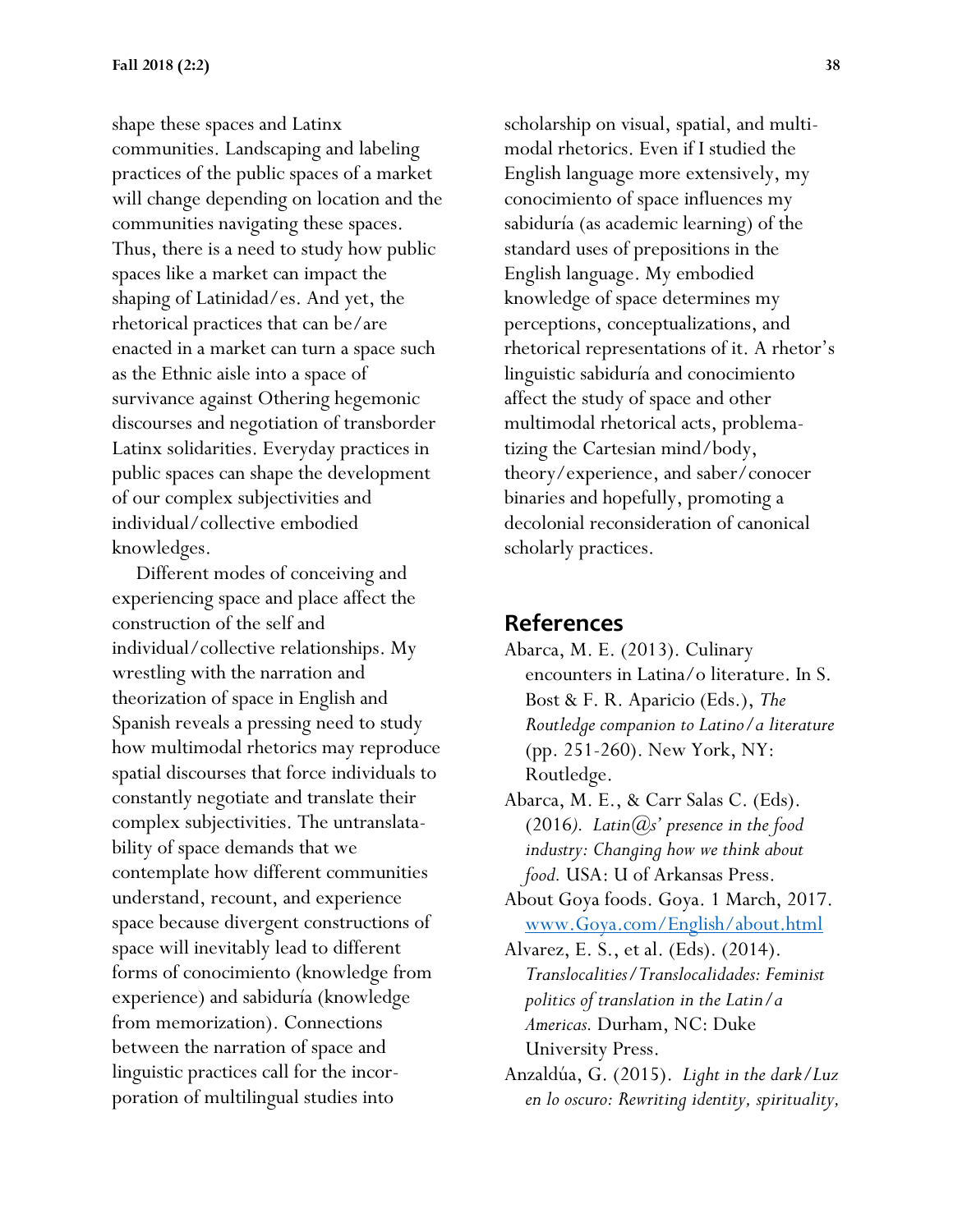shape these spaces and Latinx communities. Landscaping and labeling practices of the public spaces of a market will change depending on location and the communities navigating these spaces. Thus, there is a need to study how public spaces like a market can impact the shaping of Latinidad/es. And yet, the rhetorical practices that can be/are enacted in a market can turn a space such as the Ethnic aisle into a space of survivance against Othering hegemonic discourses and negotiation of transborder Latinx solidarities. Everyday practices in public spaces can shape the development of our complex subjectivities and individual/collective embodied knowledges.

Different modes of conceiving and experiencing space and place affect the construction of the self and individual/collective relationships. My wrestling with the narration and theorization of space in English and Spanish reveals a pressing need to study how multimodal rhetorics may reproduce spatial discourses that force individuals to constantly negotiate and translate their complex subjectivities. The untranslatability of space demands that we contemplate how different communities understand, recount, and experience space because divergent constructions of space will inevitably lead to different forms of conocimiento (knowledge from experience) and sabiduría (knowledge from memorization). Connections between the narration of space and linguistic practices call for the incorporation of multilingual studies into scholarship on visual, spatial, and multimodal rhetorics. Even if I studied the English language more extensively, my conocimiento of space influences my sabiduría (as academic learning) of the standard uses of prepositions in the English language. My embodied knowledge of space determines my perceptions, conceptualizations, and rhetorical representations of it. A rhetor's linguistic sabiduría and conocimiento affect the study of space and other multimodal rhetorical acts, problematizing the Cartesian mind/body, theory/experience, and saber/conocer binaries and hopefully, promoting a decolonial reconsideration of canonical scholarly practices.

## References

Abarca, M. E. (2013). Culinary encounters in Latina/o literature. In S. Bost & F. R. Aparicio (Eds.), *The Routledge companion to Latino/a literature* (pp. 251-260). New York, NY: Routledge.

Abarca, M. E., & Carr Salas C. (Eds). (2016). *Latin@s' presence in the food industry: Changing how we think about food.* USA: U of Arkansas Press.

About Goya foods. Goya. 1 March, 2017. www.Goya.com/English/about.html

Alvarez, E. S., et al. (Eds). (2014). *Translocalities/Translocalidades: Feminist politics of translation in the Latin/a Americas.* Durham, NC: Duke University Press.

Anzaldúa, G. (2015). *Light in the dark/Luz en lo oscuro: Rewriting identity, spirituality,*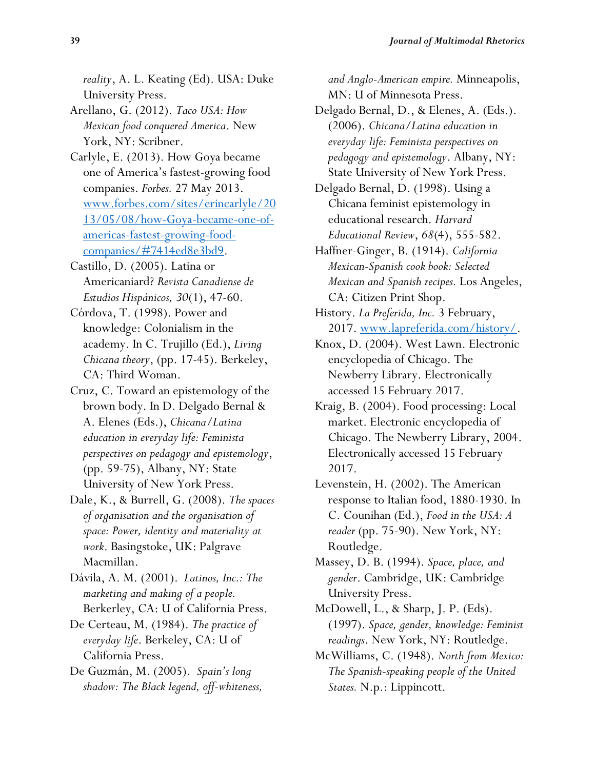*reality*, A. L. Keating (Ed). USA: Duke University Press.

Arellano, G. (2012). *Taco USA: How Mexican food conquered America*. New York, NY: Scribner.

Carlyle, E. (2013). How Goya became one of America's fastest-growing food companies. *Forbes.* 27 May 2013. [www.forbes.com/sites/erincarlyle/2013/05/08/how-Goya-became-one-of-americas-fastest-growing-food-companies/#7414ed8e3bd9](www.forbes.com/sites/erincarlyle/2013/05/08/how-Goya-became-one-of-americas-fastest-growing-food-companies/#7414ed8e3bd9).

Castillo, D. (2005). Latina or Americaniard? *Revista Canadiense de Estudios Hispánicos, 30*(1), 47-60.

Córdova, T. (1998). Power and knowledge: Colonialism in the academy. In C. Trujillo (Ed.), *Living Chicana theory*, (pp. 17-45). Berkeley, CA: Third Woman.

Cruz, C. Toward an epistemology of the brown body. In D. Delgado Bernal & A. Elenes (Eds.), *Chicana/Latina education in everyday life: Feminista perspectives on pedagogy and epistemology*, (pp. 59-75), Albany, NY: State University of New York Press.

Dale, K., & Burrell, G. (2008). *The spaces of organisation and the organisation of space: Power, identity and materiality at work*. Basingstoke, UK: Palgrave Macmillan.

Dávila, A. M. (2001). *Latinos, Inc.: The marketing and making of a people.* Berkerley, CA: U of California Press.

De Certeau, M. (1984). *The practice of everyday life*. Berkeley, CA: U of California Press.

De Guzmán, M. (2005). *Spain's long shadow: The Black legend, off-whiteness, and Anglo-American empire.* Minneapolis, MN: U of Minnesota Press.

Delgado Bernal, D., & Elenes, A. (Eds.). (2006). *Chicana/Latina education in everyday life: Feminista perspectives on pedagogy and epistemology*. Albany, NY: State University of New York Press.

Delgado Bernal, D. (1998). Using a Chicana feminist epistemology in educational research. *Harvard Educational Review*, *68*(4), 555-582.

Haffner-Ginger, B. (1914). *California Mexican-Spanish cook book: Selected Mexican and Spanish recipes.* Los Angeles, CA: Citizen Print Shop.

History. *La Preferida, Inc.* 3 February, 2017. [www.lapreferida.com/history/](www.lapreferida.com/history/).

Knox, D. (2004). West Lawn. Electronic encyclopedia of Chicago. The Newberry Library. Electronically accessed 15 February 2017.

Kraig, B. (2004). Food processing: Local market. Electronic encyclopedia of Chicago. The Newberry Library, 2004. Electronically accessed 15 February 2017.

Levenstein, H. (2002). The American response to Italian food, 1880-1930. In C. Counihan (Ed.), *Food in the USA: A reader* (pp. 75-90). New York, NY: Routledge.

Massey, D. B. (1994). *Space, place, and gender*. Cambridge, UK: Cambridge University Press.

McDowell, L., & Sharp, J. P. (Eds). (1997). *Space, gender, knowledge: Feminist readings*. New York, NY: Routledge.

McWilliams, C. (1948). *North from Mexico: The Spanish-speaking people of the United States.* N.p.: Lippincott.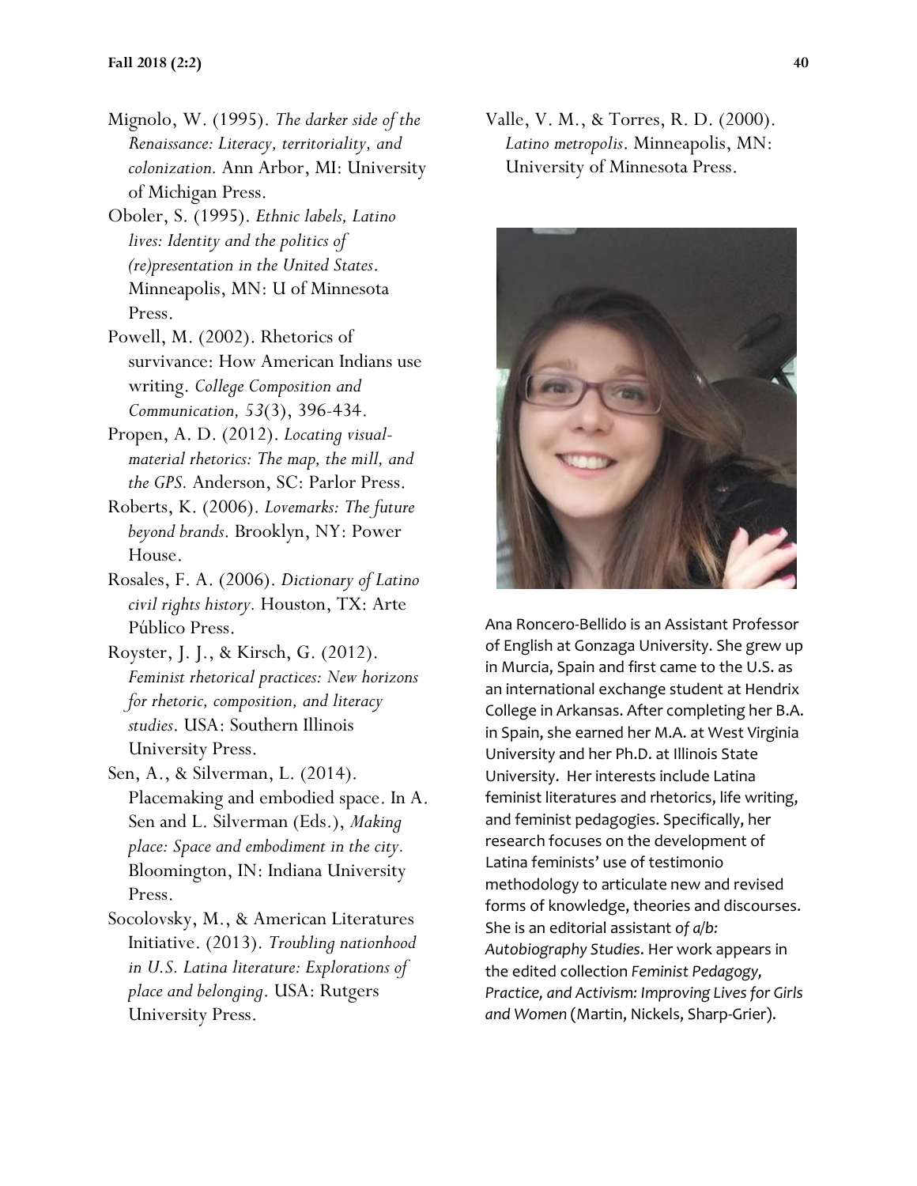Mignolo, W. (1995). *The darker side of the Renaissance: Literacy, territoriality, and colonization.* Ann Arbor, MI: University of Michigan Press.

Oboler, S. (1995). *Ethnic labels, Latino lives: Identity and the politics of (re)presentation in the United States*. Minneapolis, MN: U of Minnesota Press.

Powell, M. (2002). Rhetorics of survivance: How American Indians use writing. *College Composition and Communication, 53*(3), 396-434.

Propen, A. D. (2012). *Locating visual-material rhetorics: The map, the mill, and the GPS.* Anderson, SC: Parlor Press.

Roberts, K. (2006). *Lovemarks: The future beyond brands*. Brooklyn, NY: Power House.

Rosales, F. A. (2006). *Dictionary of Latino civil rights history.* Houston, TX: Arte Público Press.

Royster, J. J., & Kirsch, G. (2012). *Feminist rhetorical practices: New horizons for rhetoric, composition, and literacy studies*. USA: Southern Illinois University Press.

Sen, A., & Silverman, L. (2014). Placemaking and embodied space. In A. Sen and L. Silverman (Eds.), *Making place: Space and embodiment in the city.* Bloomington, IN: Indiana University Press.

Socolovsky, M., & American Literatures Initiative. (2013). *Troubling nationhood in U.S. Latina literature: Explorations of place and belonging*. USA: Rutgers University Press.

Valle, V. M., & Torres, R. D. (2000). *Latino metropolis*. Minneapolis, MN: University of Minnesota Press.

Ana Roncero-Bellido is an Assistant Professor of English at Gonzaga University. She grew up in Murcia, Spain and first came to the U.S. as an international exchange student at Hendrix College in Arkansas. After completing her B.A. in Spain, she earned her M.A. at West Virginia University and her Ph.D. at Illinois State University. Her interests include Latina feminist literatures and rhetorics, life writing, and feminist pedagogies. Specifically, her research focuses on the development of Latina feminists' use of testimonio methodology to articulate new and revised forms of knowledge, theories and discourses. She is an editorial assistant *of a/b: Autobiography Studies*. Her work appears in the edited collection *Feminist Pedagogy, Practice, and Activism: Improving Lives for Girls and Women* (Martin, Nickels, Sharp-Grier).